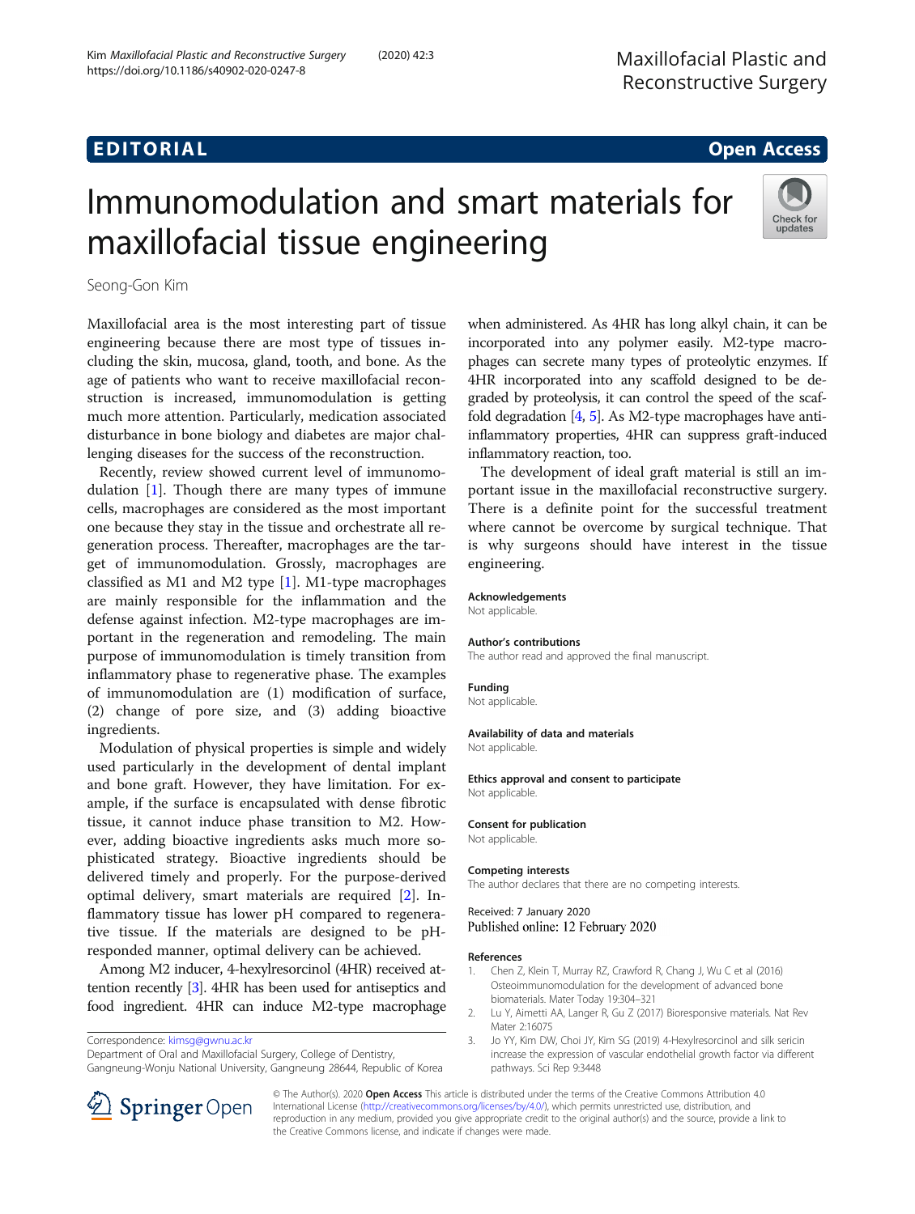EDITORIAL

Open Access

# Immunomodulation and smart materials for maxillofacial tissue engineering

Seong-Gon Kim

Maxillofacial area is the most interesting part of tissue engineering because there are most type of tissues including the skin, mucosa, gland, tooth, and bone. As the age of patients who want to receive maxillofacial reconstruction is increased, immunomodulation is getting much more attention. Particularly, medication associated disturbance in bone biology and diabetes are major challenging diseases for the success of the reconstruction.

Recently, review showed current level of immunomodulation [1]. Though there are many types of immune cells, macrophages are considered as the most important one because they stay in the tissue and orchestrate all regeneration process. Thereafter, macrophages are the target of immunomodulation. Grossly, macrophages are classified as M1 and M2 type [1]. M1-type macrophages are mainly responsible for the inflammation and the defense against infection. M2-type macrophages are important in the regeneration and remodeling. The main purpose of immunomodulation is timely transition from inflammatory phase to regenerative phase. The examples of immunomodulation are (1) modification of surface, (2) change of pore size, and (3) adding bioactive ingredients.

Modulation of physical properties is simple and widely used particularly in the development of dental implant and bone graft. However, they have limitation. For example, if the surface is encapsulated with dense fibrotic tissue, it cannot induce phase transition to M2. However, adding bioactive ingredients asks much more sophisticated strategy. Bioactive ingredients should be delivered timely and properly. For the purpose-derived optimal delivery, smart materials are required [2]. Inflammatory tissue has lower pH compared to regenerative tissue. If the materials are designed to be pH-responded manner, optimal delivery can be achieved.

Among M2 inducer, 4-hexylresorcinol (4HR) received attention recently [3]. 4HR has been used for antiseptics and food ingredient. 4HR can induce M2-type macrophage when administered. As 4HR has long alkyl chain, it can be incorporated into any polymer easily. M2-type macrophages can secrete many types of proteolytic enzymes. If 4HR incorporated into any scaffold designed to be degraded by proteolysis, it can control the speed of the scaffold degradation [4, 5]. As M2-type macrophages have anti-inflammatory properties, 4HR can suppress graft-induced inflammatory reaction, too.

The development of ideal graft material is still an important issue in the maxillofacial reconstructive surgery. There is a definite point for the successful treatment where cannot be overcome by surgical technique. That is why surgeons should have interest in the tissue engineering.

Correspondence: kimsg@gwnu.ac.kr
Department of Oral and Maxillofacial Surgery, College of Dentistry, Gangneung-Wonju National University, Gangneung 28644, Republic of Korea

### Acknowledgements
Not applicable.

### Author's contributions
The author read and approved the final manuscript.

### Funding
Not applicable.

### Availability of data and materials
Not applicable.

### Ethics approval and consent to participate
Not applicable.

### Consent for publication
Not applicable.

### Competing interests
The author declares that there are no competing interests.

Received: 7 January 2020
Published online: 12 February 2020

### References
1. Chen Z, Klein T, Murray RZ, Crawford R, Chang J, Wu C et al (2016) Osteoimmunomodulation for the development of advanced bone biomaterials. Mater Today 19:304–321
2. Lu Y, Aimetti AA, Langer R, Gu Z (2017) Bioresponsive materials. Nat Rev Mater 2:16075
3. Jo YY, Kim DW, Choi JY, Kim SG (2019) 4-Hexylresorcinol and silk sericin increase the expression of vascular endothelial growth factor via different pathways. Sci Rep 9:3448

© The Author(s). 2020 **Open Access** This article is distributed under the terms of the Creative Commons Attribution 4.0 International License (http://creativecommons.org/licenses/by/4.0/), which permits unrestricted use, distribution, and reproduction in any medium, provided you give appropriate credit to the original author(s) and the source, provide a link to the Creative Commons license, and indicate if changes were made.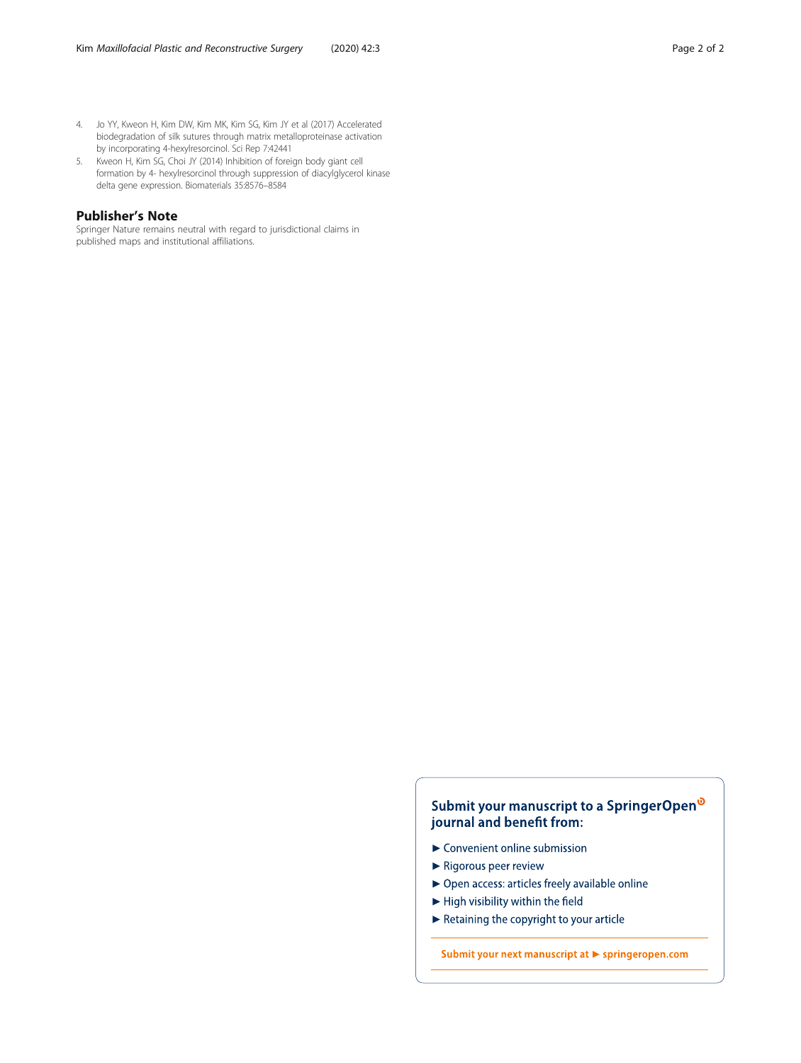4. Jo YY, Kweon H, Kim DW, Kim MK, Kim SG, Kim JY et al (2017) Accelerated biodegradation of silk sutures through matrix metalloproteinase activation by incorporating 4-hexylresorcinol. Sci Rep 7:42441
5. Kweon H, Kim SG, Choi JY (2014) Inhibition of foreign body giant cell formation by 4- hexylresorcinol through suppression of diacylglycerol kinase delta gene expression. Biomaterials 35:8576–8584

## Publisher's Note

Springer Nature remains neutral with regard to jurisdictional claims in published maps and institutional affiliations.

**Submit your manuscript to a SpringerOpen journal and benefit from:**

- ► Convenient online submission
- ► Rigorous peer review
- ► Open access: articles freely available online
- ► High visibility within the field
- ► Retaining the copyright to your article

**Submit your next manuscript at ► springeropen.com**